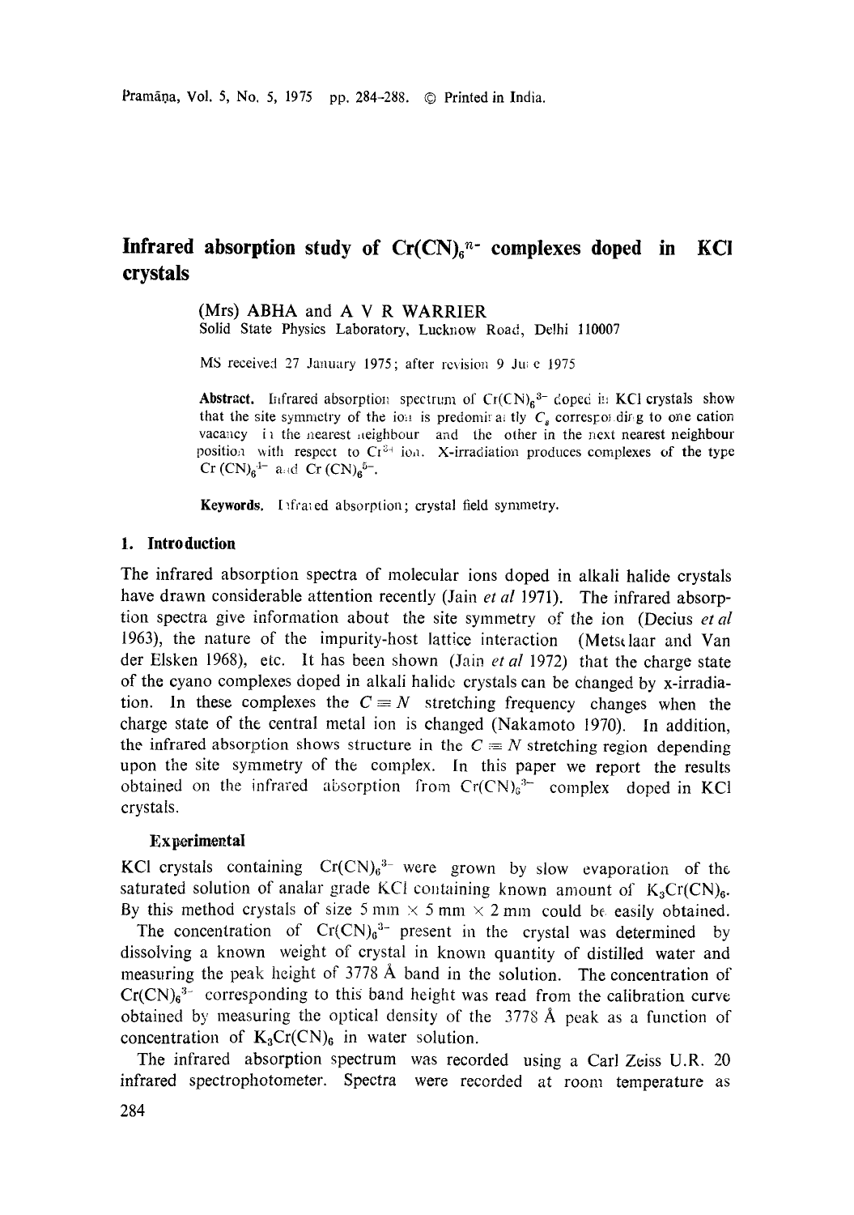# Infrared absorption study of $Cr(CN)_6^{n-}$ complexes doped in KCl crystals

(Mrs) ABHA and A V R WARRIER
Solid State Physics Laboratory, Lucknow Road, Delhi 110007

MS received 27 January 1975; after revision 9 June 1975

**Abstract.** Infrared absorption spectrum of $Cr(CN)_6^{3-}$ doped in KCl crystals show that the site symmetry of the ion is predominantly $C_s$ corresponding to one cation vacancy in the nearest neighbour and the other in the next nearest neighbour position with respect to $Cr^{3+}$ ion. X-irradiation produces complexes of the type $Cr(CN)_6^{4-}$ and $Cr(CN)_6^{5-}$.

**Keywords.** Infrared absorption; crystal field symmetry.

## 1. Introduction

The infrared absorption spectra of molecular ions doped in alkali halide crystals have drawn considerable attention recently (Jain *et al* 1971). The infrared absorption spectra give information about the site symmetry of the ion (Decius *et al* 1963), the nature of the impurity-host lattice interaction (Metselaar and Van der Elsken 1968), etc. It has been shown (Jain *et al* 1972) that the charge state of the cyano complexes doped in alkali halide crystals can be changed by x-irradiation. In these complexes the $C \equiv N$ stretching frequency changes when the charge state of the central metal ion is changed (Nakamoto 1970). In addition, the infrared absorption shows structure in the $C \equiv N$ stretching region depending upon the site symmetry of the complex. In this paper we report the results obtained on the infrared absorption from $Cr(CN)_6^{3-}$ complex doped in KCl crystals.

### Experimental

KCl crystals containing $Cr(CN)_6^{3-}$ were grown by slow evaporation of the saturated solution of analar grade KCl containing known amount of $K_3Cr(CN)_6$. By this method crystals of size 5 mm × 5 mm × 2 mm could be easily obtained.

The concentration of $Cr(CN)_6^{3-}$ present in the crystal was determined by dissolving a known weight of crystal in known quantity of distilled water and measuring the peak height of 3778 Å band in the solution. The concentration of $Cr(CN)_6^{3-}$ corresponding to this band height was read from the calibration curve obtained by measuring the optical density of the 3778 Å peak as a function of concentration of $K_3Cr(CN)_6$ in water solution.

The infrared absorption spectrum was recorded using a Carl Zeiss U.R. 20 infrared spectrophotometer. Spectra were recorded at room temperature as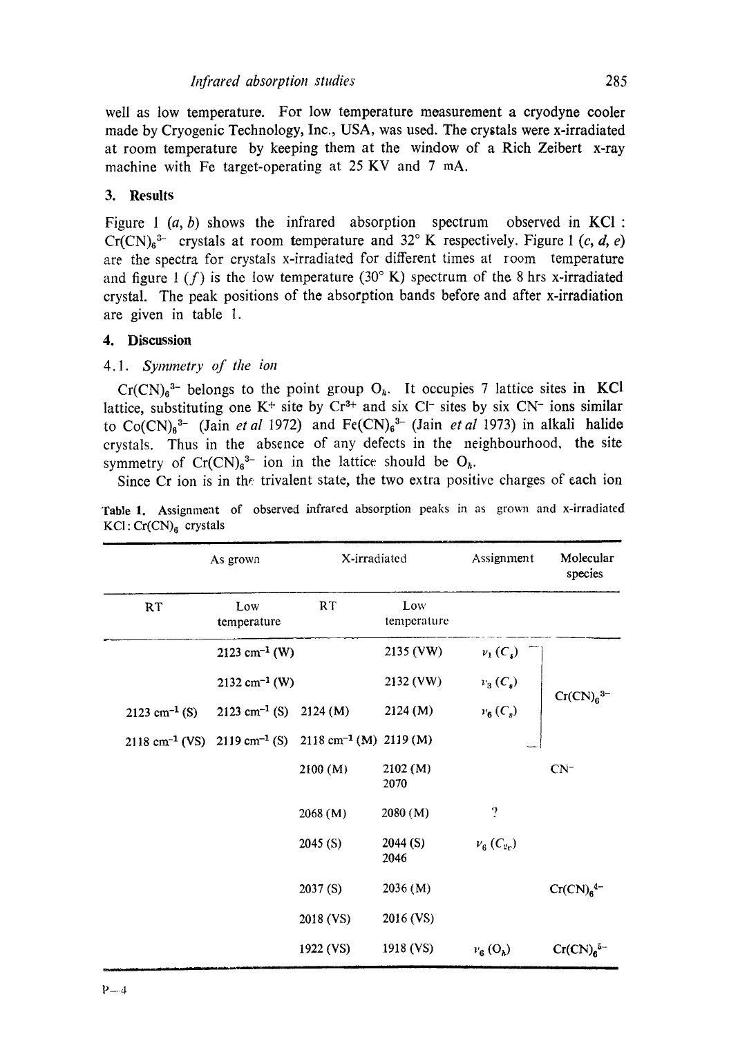well as low temperature. For low temperature measurement a cryodyne cooler made by Cryogenic Technology, Inc., USA, was used. The crystals were x-irradiated at room temperature by keeping them at the window of a Rich Zeibert x-ray machine with Fe target-operating at 25 KV and 7 mA.

## 3. Results

Figure 1 (*a, b*) shows the infrared absorption spectrum observed in KCl : $Cr(CN)_6^{3-}$ crystals at room temperature and 32° K respectively. Figure 1 (*c, d, e*) are the spectra for crystals x-irradiated for different times at room temperature and figure 1 (*f*) is the low temperature (30° K) spectrum of the 8 hrs x-irradiated crystal. The peak positions of the absorption bands before and after x-irradiation are given in table 1.

## 4. Discussion

### 4.1. *Symmetry of the ion*

$Cr(CN)_6^{3-}$ belongs to the point group $O_h$. It occupies 7 lattice sites in KCl lattice, substituting one $K^+$ site by $Cr^{3+}$ and six $Cl^-$ sites by six $CN^-$ ions similar to $Co(CN)_6^{3-}$ (Jain *et al* 1972) and $Fe(CN)_6^{3-}$ (Jain *et al* 1973) in alkali halide crystals. Thus in the absence of any defects in the neighbourhood, the site symmetry of $Cr(CN)_6^{3-}$ ion in the lattice should be $O_h$.

Since Cr ion is in the trivalent state, the two extra positive charges of each ion

**Table 1.** Assignment of observed infrared absorption peaks in as grown and x-irradiated KCl : $Cr(CN)_6$ crystals

| As grown | | X-irradiated | | Assignment | Molecular species |
|---|---|---|---|---|---|
| RT | Low temperature | RT | Low temperature | | |
| | 2123 cm$^{-1}$ (W) | | 2135 (VW) | $\nu_1$ $(C_s)$ | $Cr(CN)_6^{3-}$ |
| | 2132 cm$^{-1}$ (W) | | 2132 (VW) | $\nu_3$ $(C_s)$ | $Cr(CN)_6^{3-}$ |
| 2123 cm$^{-1}$ (S) | 2123 cm$^{-1}$ (S) | 2124 (M) | 2124 (M) | $\nu_6$ $(C_s)$ | $Cr(CN)_6^{3-}$ |
| 2118 cm$^{-1}$ (VS) | 2119 cm$^{-1}$ (S) | 2118 cm$^{-1}$ (M) | 2119 (M) | | $Cr(CN)_6^{3-}$ |
| | | 2100 (M) | 2102 (M) 2070 | | $CN^-$ |
| | | 2068 (M) | 2080 (M) | ? | |
| | | 2045 (S) | 2044 (S) 2046 | $\nu_6$ $(C_{2v})$ | |
| | | 2037 (S) | 2036 (M) | | $Cr(CN)_6^{4-}$ |
| | | 2018 (VS) | 2016 (VS) | | |
| | | 1922 (VS) | 1918 (VS) | $\nu_6$ $(O_h)$ | $Cr(CN)_6^{5-}$ |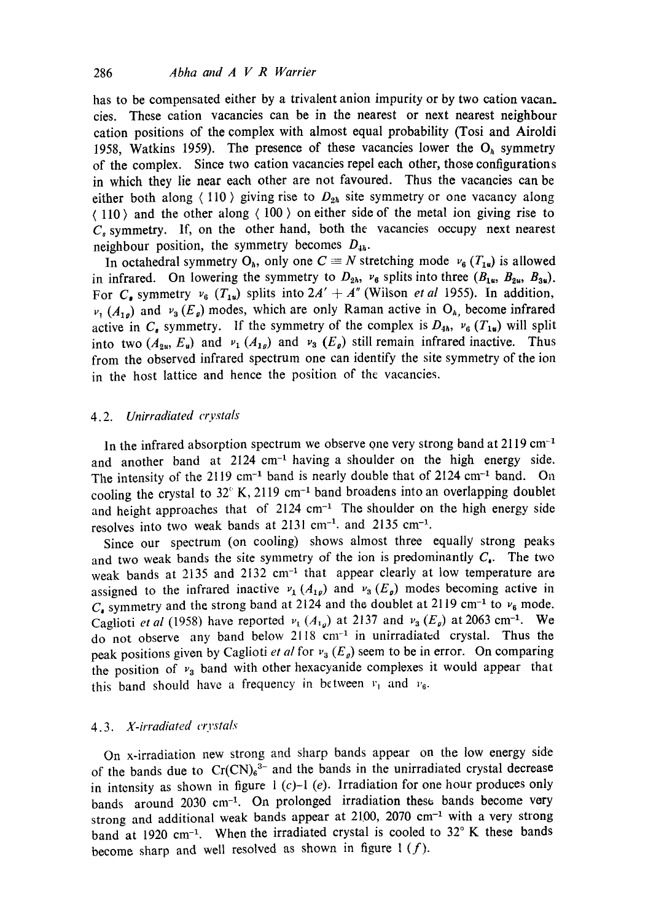has to be compensated either by a trivalent anion impurity or by two cation vacancies. These cation vacancies can be in the nearest or next nearest neighbour cation positions of the complex with almost equal probability (Tosi and Airoldi 1958, Watkins 1959). The presence of these vacancies lower the $O_h$ symmetry of the complex. Since two cation vacancies repel each other, those configurations in which they lie near each other are not favoured. Thus the vacancies can be either both along ⟨ 110 ⟩ giving rise to $D_{2h}$ site symmetry or one vacancy along ⟨ 110 ⟩ and the other along ⟨ 100 ⟩ on either side of the metal ion giving rise to $C_s$ symmetry. If, on the other hand, both the vacancies occupy next nearest neighbour position, the symmetry becomes $D_{4h}$.

In octahedral symmetry $O_h$, only one $C \equiv N$ stretching mode $\nu_6$ ($T_{1u}$) is allowed in infrared. On lowering the symmetry to $D_{2h}$, $\nu_6$ splits into three ($B_{1u}$, $B_{2u}$, $B_{3u}$). For $C_s$ symmetry $\nu_6$ ($T_{1u}$) splits into $2A' + A''$ (Wilson *et al* 1955). In addition, $\nu_1$ ($A_{1g}$) and $\nu_3$ ($E_g$) modes, which are only Raman active in $O_h$, become infrared active in $C_s$ symmetry. If the symmetry of the complex is $D_{4h}$, $\nu_6$ ($T_{1u}$) will split into two ($A_{2u}$, $E_u$) and $\nu_1$ ($A_{1g}$) and $\nu_3$ ($E_g$) still remain infrared inactive. Thus from the observed infrared spectrum one can identify the site symmetry of the ion in the host lattice and hence the position of the vacancies.

### 4.2. *Unirradiated crystals*

In the infrared absorption spectrum we observe one very strong band at 2119 cm$^{-1}$ and another band at 2124 cm$^{-1}$ having a shoulder on the high energy side. The intensity of the 2119 cm$^{-1}$ band is nearly double that of 2124 cm$^{-1}$ band. On cooling the crystal to 32° K, 2119 cm$^{-1}$ band broadens into an overlapping doublet and height approaches that of 2124 cm$^{-1}$ The shoulder on the high energy side resolves into two weak bands at 2131 cm$^{-1}$. and 2135 cm$^{-1}$.

Since our spectrum (on cooling) shows almost three equally strong peaks and two weak bands the site symmetry of the ion is predominantly $C_s$. The two weak bands at 2135 and 2132 cm$^{-1}$ that appear clearly at low temperature are assigned to the infrared inactive $\nu_1$ ($A_{1g}$) and $\nu_3$ ($E_g$) modes becoming active in $C_s$ symmetry and the strong band at 2124 and the doublet at 2119 cm$^{-1}$ to $\nu_6$ mode. Caglioti *et al* (1958) have reported $\nu_1$ ($A_{1g}$) at 2137 and $\nu_3$ ($E_g$) at 2063 cm$^{-1}$. We do not observe any band below 2118 cm$^{-1}$ in unirradiated crystal. Thus the peak positions given by Caglioti *et al* for $\nu_3$ ($E_g$) seem to be in error. On comparing the position of $\nu_3$ band with other hexacyanide complexes it would appear that this band should have a frequency in between $\nu_1$ and $\nu_6$.

### 4.3. *X-irradiated crystals*

On x-irradiation new strong and sharp bands appear on the low energy side of the bands due to $Cr(CN)_6^{3-}$ and the bands in the unirradiated crystal decrease in intensity as shown in figure 1 (*c*)–1 (*e*). Irradiation for one hour produces only bands around 2030 cm$^{-1}$. On prolonged irradiation these bands become very strong and additional weak bands appear at 2100, 2070 cm$^{-1}$ with a very strong band at 1920 cm$^{-1}$. When the irradiated crystal is cooled to 32° K these bands become sharp and well resolved as shown in figure 1 (*f*).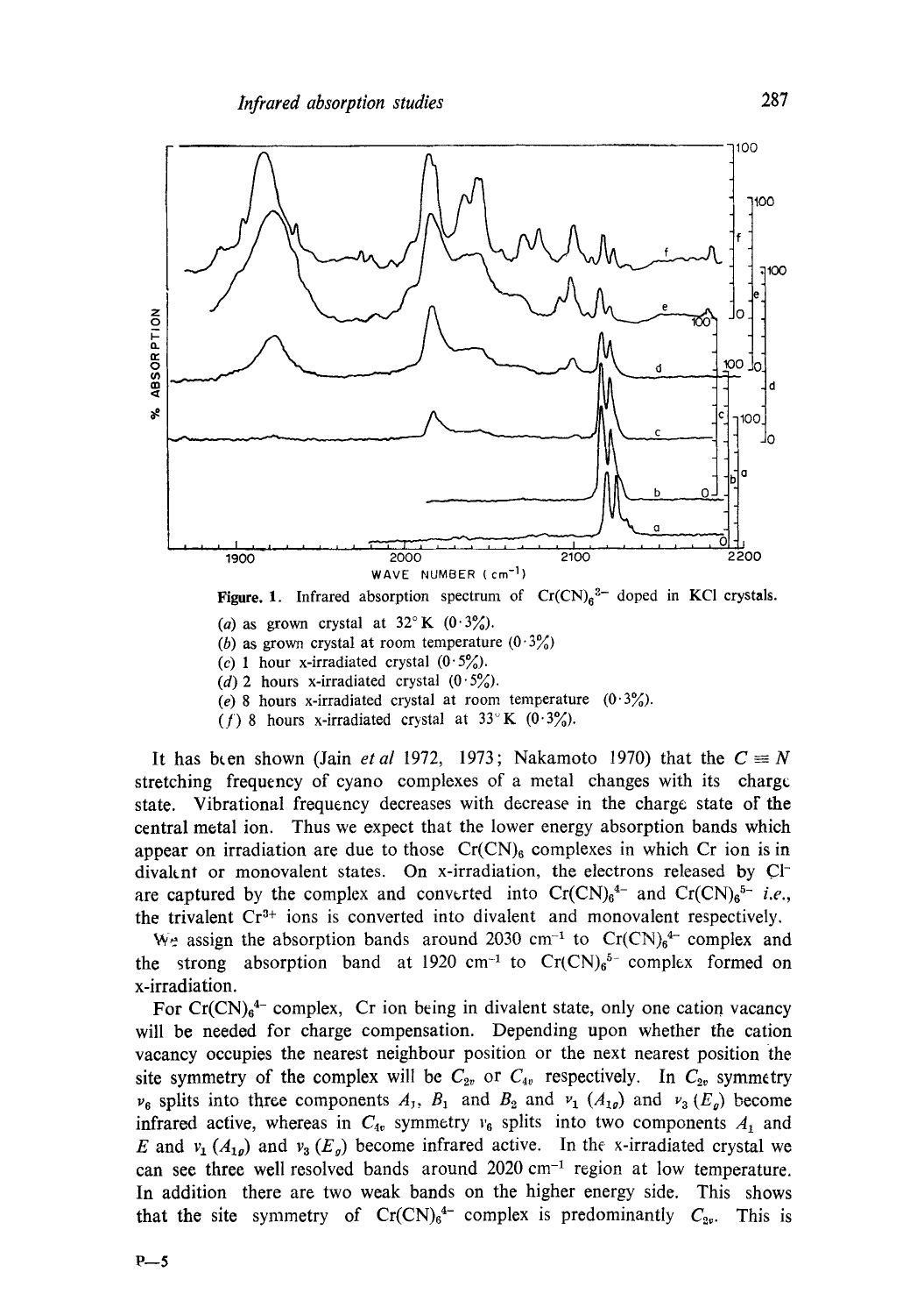**Figure. 1.** Infrared absorption spectrum of $Cr(CN)_6^{3-}$ doped in KCl crystals.

(*a*) as grown crystal at 32° K (0·3%).
(*b*) as grown crystal at room temperature (0·3%)
(*c*) 1 hour x-irradiated crystal (0·5%).
(*d*) 2 hours x-irradiated crystal (0·5%).
(*e*) 8 hours x-irradiated crystal at room temperature (0·3%).
(*f*) 8 hours x-irradiated crystal at 33° K (0·3%).

It has been shown (Jain *et al* 1972, 1973; Nakamoto 1970) that the $C \equiv N$ stretching frequency of cyano complexes of a metal changes with its charge state. Vibrational frequency decreases with decrease in the charge state of the central metal ion. Thus we expect that the lower energy absorption bands which appear on irradiation are due to those $Cr(CN)_6$ complexes in which Cr ion is in divalent or monovalent states. On x-irradiation, the electrons released by $Cl^-$ are captured by the complex and converted into $Cr(CN)_6^{4-}$ and $Cr(CN)_6^{5-}$ *i.e.*, the trivalent $Cr^{3+}$ ions is converted into divalent and monovalent respectively.

We assign the absorption bands around 2030 $cm^{-1}$ to $Cr(CN)_6^{4-}$ complex and the strong absorption band at 1920 $cm^{-1}$ to $Cr(CN)_6^{5-}$ complex formed on x-irradiation.

For $Cr(CN)_6^{4-}$ complex, Cr ion being in divalent state, only one cation vacancy will be needed for charge compensation. Depending upon whether the cation vacancy occupies the nearest neighbour position or the next nearest position the site symmetry of the complex will be $C_{2v}$ or $C_{4v}$ respectively. In $C_{2v}$ symmetry $\nu_6$ splits into three components $A_1$, $B_1$ and $B_2$ and $\nu_1$ $(A_{1g})$ and $\nu_3$ $(E_g)$ become infrared active, whereas in $C_{4v}$ symmetry $\nu_6$ splits into two components $A_1$ and $E$ and $\nu_1$ $(A_{1g})$ and $\nu_3$ $(E_g)$ become infrared active. In the x-irradiated crystal we can see three well resolved bands around 2020 $cm^{-1}$ region at low temperature. In addition there are two weak bands on the higher energy side. This shows that the site symmetry of $Cr(CN)_6^{4-}$ complex is predominantly $C_{2v}$. This is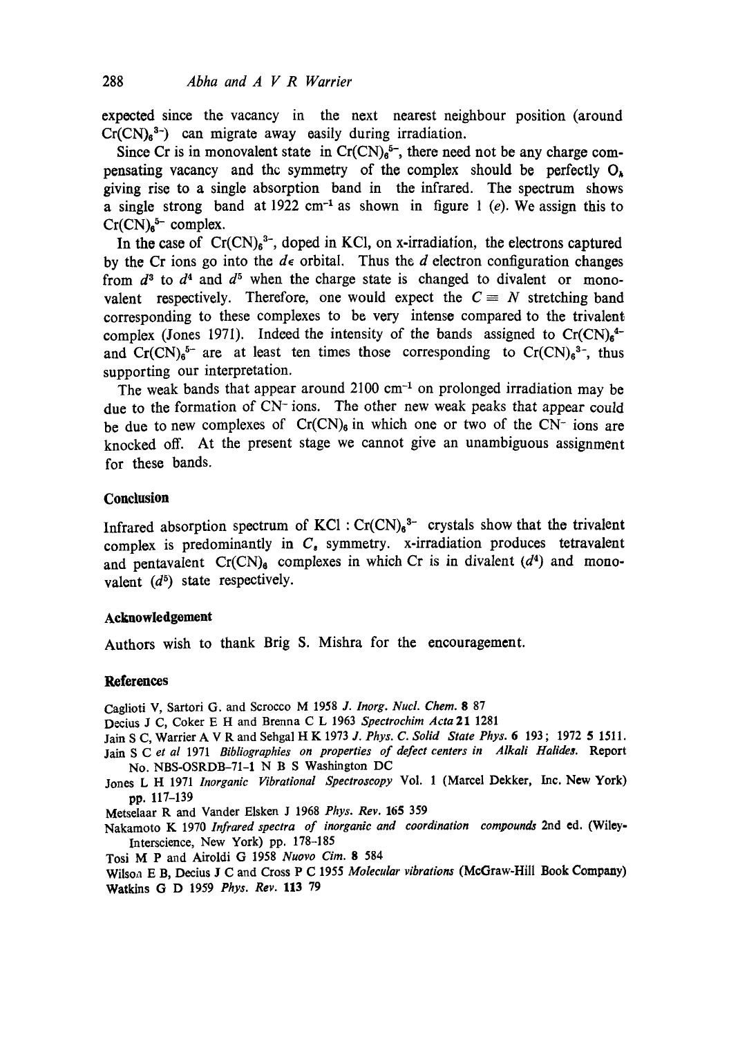expected since the vacancy in the next nearest neighbour position (around $Cr(CN)_6^{3-}$) can migrate away easily during irradiation.

Since Cr is in monovalent state in $Cr(CN)_6^{5-}$, there need not be any charge compensating vacancy and the symmetry of the complex should be perfectly $O_h$ giving rise to a single absorption band in the infrared. The spectrum shows a single strong band at 1922 $cm^{-1}$ as shown in figure 1 (*e*). We assign this to $Cr(CN)_6^{5-}$ complex.

In the case of $Cr(CN)_6^{3-}$, doped in KCl, on x-irradiation, the electrons captured by the Cr ions go into the $d\epsilon$ orbital. Thus the *d* electron configuration changes from $d^3$ to $d^4$ and $d^5$ when the charge state is changed to divalent or monovalent respectively. Therefore, one would expect the $C \equiv N$ stretching band corresponding to these complexes to be very intense compared to the trivalent complex (Jones 1971). Indeed the intensity of the bands assigned to $Cr(CN)_6^{4-}$ and $Cr(CN)_6^{5-}$ are at least ten times those corresponding to $Cr(CN)_6^{3-}$, thus supporting our interpretation.

The weak bands that appear around 2100 $cm^{-1}$ on prolonged irradiation may be due to the formation of $CN^-$ ions. The other new weak peaks that appear could be due to new complexes of $Cr(CN)_6$ in which one or two of the $CN^-$ ions are knocked off. At the present stage we cannot give an unambiguous assignment for these bands.

## Conclusion

Infrared absorption spectrum of KCl : $Cr(CN)_6^{3-}$ crystals show that the trivalent complex is predominantly in $C_s$ symmetry. x-irradiation produces tetravalent and pentavalent $Cr(CN)_6$ complexes in which Cr is in divalent ($d^4$) and monovalent ($d^5$) state respectively.

## Acknowledgement

Authors wish to thank Brig S. Mishra for the encouragement.

## References

Caglioti V, Sartori G. and Scrocco M 1958 *J. Inorg. Nucl. Chem.* **8** 87

Decius J C, Coker E H and Brenna C L 1963 *Spectrochim Acta* **21** 1281

Jain S C, Warrier A V R and Sehgal H K 1973 *J. Phys. C. Solid State Phys.* **6** 193; 1972 **5** 1511.

Jain S C *et al* 1971 *Bibliographies on properties of defect centers in Alkali Halides.* Report No. NBS-OSRDB-71-1 N B S Washington DC

Jones L H 1971 *Inorganic Vibrational Spectroscopy* Vol. 1 (Marcel Dekker, Inc. New York) pp. 117–139

Metselaar R and Vander Elsken J 1968 *Phys. Rev.* **165** 359

Nakamoto K 1970 *Infrared spectra of inorganic and coordination compounds* 2nd ed. (Wiley-Interscience, New York) pp. 178–185

Tosi M P and Airoldi G 1958 *Nuovo Cim.* **8** 584

Wilson E B, Decius J C and Cross P C 1955 *Molecular vibrations* (McGraw-Hill Book Company)

Watkins G D 1959 *Phys. Rev.* **113** 79